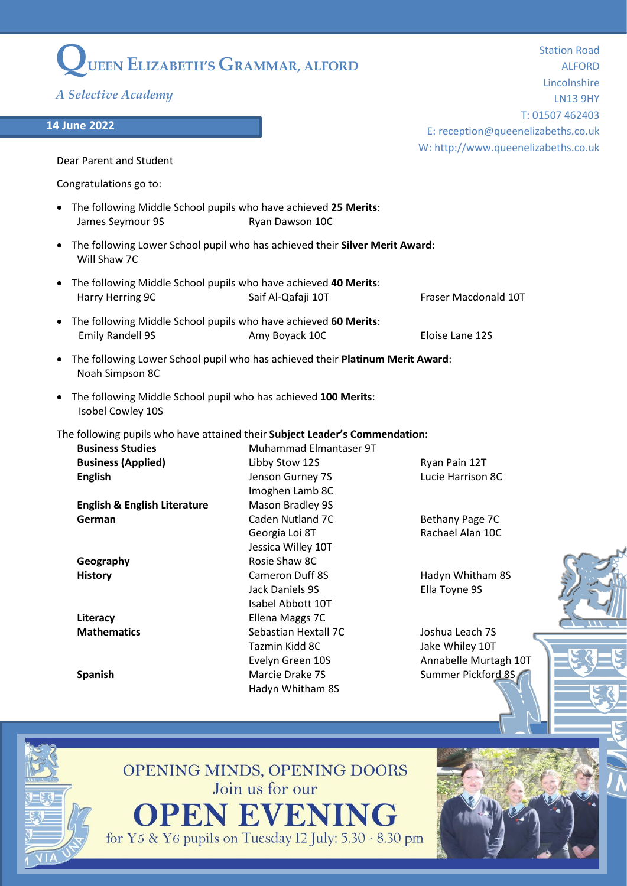# QUEEN ELIZABETH'S GRAMMAR, ALFORD

*A Selective Academy*

Station Road
ALFORD
Lincolnshire
LN13 9HY
T: 01507 462403
E: reception@queenelizabeths.co.uk
W: http://www.queenelizabeths.co.uk

**14 June 2022**

Dear Parent and Student

Congratulations go to:

- The following Middle School pupils who have achieved **25 Merits**:
  James Seymour 9S, Ryan Dawson 10C
- The following Lower School pupil who has achieved their **Silver Merit Award**:
  Will Shaw 7C
- The following Middle School pupils who have achieved **40 Merits**:
  Harry Herring 9C, Saif Al-Qafaji 10T, Fraser Macdonald 10T
- The following Middle School pupils who have achieved **60 Merits**:
  Emily Randell 9S, Amy Boyack 10C, Eloise Lane 12S
- The following Lower School pupil who has achieved their **Platinum Merit Award**:
  Noah Simpson 8C
- The following Middle School pupil who has achieved **100 Merits**:
  Isobel Cowley 10S

The following pupils who have attained their **Subject Leader's Commendation:**

| Subject | | |
|---|---|---|
| **Business Studies** | Muhammad Elmantaser 9T | |
| **Business (Applied)** | Libby Stow 12S | Ryan Pain 12T |
| **English** | Jenson Gurney 7S | Lucie Harrison 8C |
| | Imoghen Lamb 8C | |
| **English & English Literature** | Mason Bradley 9S | |
| **German** | Caden Nutland 7C | Bethany Page 7C |
| | Georgia Loi 8T | Rachael Alan 10C |
| | Jessica Willey 10T | |
| **Geography** | Rosie Shaw 8C | |
| **History** | Cameron Duff 8S | Hadyn Whitham 8S |
| | Jack Daniels 9S | Ella Toyne 9S |
| | Isabel Abbott 10T | |
| **Literacy** | Ellena Maggs 7C | |
| **Mathematics** | Sebastian Hextall 7C | Joshua Leach 7S |
| | Tazmin Kidd 8C | Jake Whiley 10T |
| | Evelyn Green 10S | Annabelle Murtagh 10T |
| **Spanish** | Marcie Drake 7S | Summer Pickford 8S |
| | Hadyn Whitham 8S | |

OPENING MINDS, OPENING DOORS
Join us for our
**OPEN EVENING**
for Y5 & Y6 pupils on Tuesday 12 July: 5.30 - 8.30 pm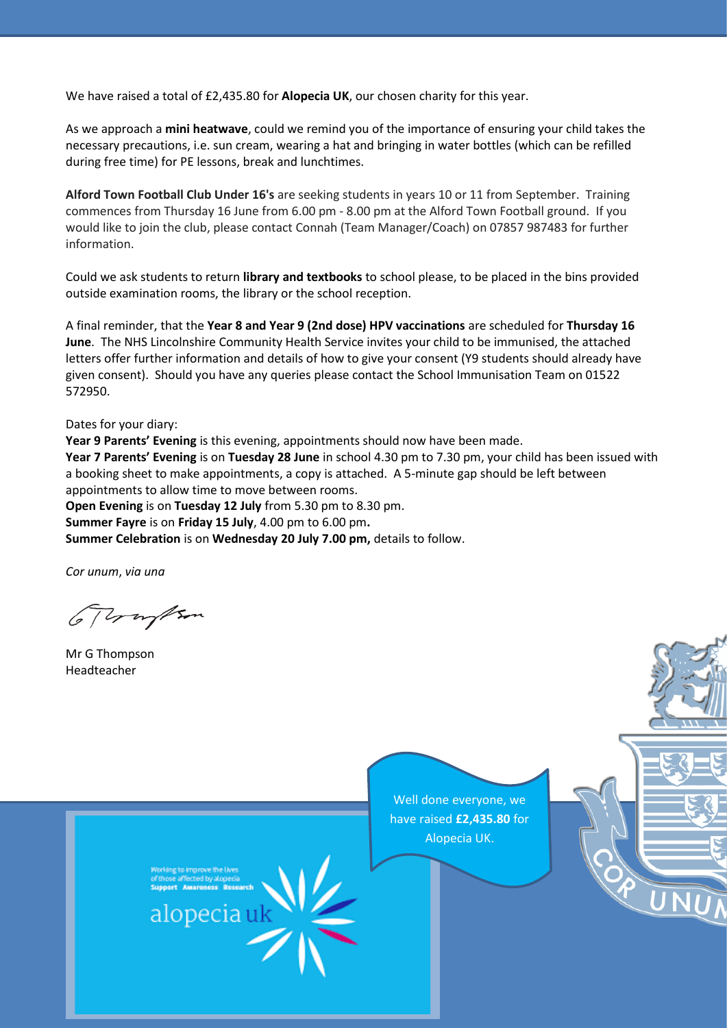We have raised a total of £2,435.80 for **Alopecia UK**, our chosen charity for this year.

As we approach a **mini heatwave**, could we remind you of the importance of ensuring your child takes the necessary precautions, i.e. sun cream, wearing a hat and bringing in water bottles (which can be refilled during free time) for PE lessons, break and lunchtimes.

**Alford Town Football Club Under 16's** are seeking students in years 10 or 11 from September. Training commences from Thursday 16 June from 6.00 pm - 8.00 pm at the Alford Town Football ground. If you would like to join the club, please contact Connah (Team Manager/Coach) on 07857 987483 for further information.

Could we ask students to return **library and textbooks** to school please, to be placed in the bins provided outside examination rooms, the library or the school reception.

A final reminder, that the **Year 8 and Year 9 (2nd dose) HPV vaccinations** are scheduled for **Thursday 16 June**. The NHS Lincolnshire Community Health Service invites your child to be immunised, the attached letters offer further information and details of how to give your consent (Y9 students should already have given consent). Should you have any queries please contact the School Immunisation Team on 01522 572950.

Dates for your diary:

**Year 9 Parents' Evening** is this evening, appointments should now have been made.
**Year 7 Parents' Evening** is on **Tuesday 28 June** in school 4.30 pm to 7.30 pm, your child has been issued with a booking sheet to make appointments, a copy is attached. A 5-minute gap should be left between appointments to allow time to move between rooms.
**Open Evening** is on **Tuesday 12 July** from 5.30 pm to 8.30 pm.
**Summer Fayre** is on **Friday 15 July**, 4.00 pm to 6.00 pm**.**
**Summer Celebration** is on **Wednesday 20 July 7.00 pm,** details to follow.

*Cor unum, via una*

Mr G Thompson
Headteacher

Well done everyone, we have raised **£2,435.80** for Alopecia UK.